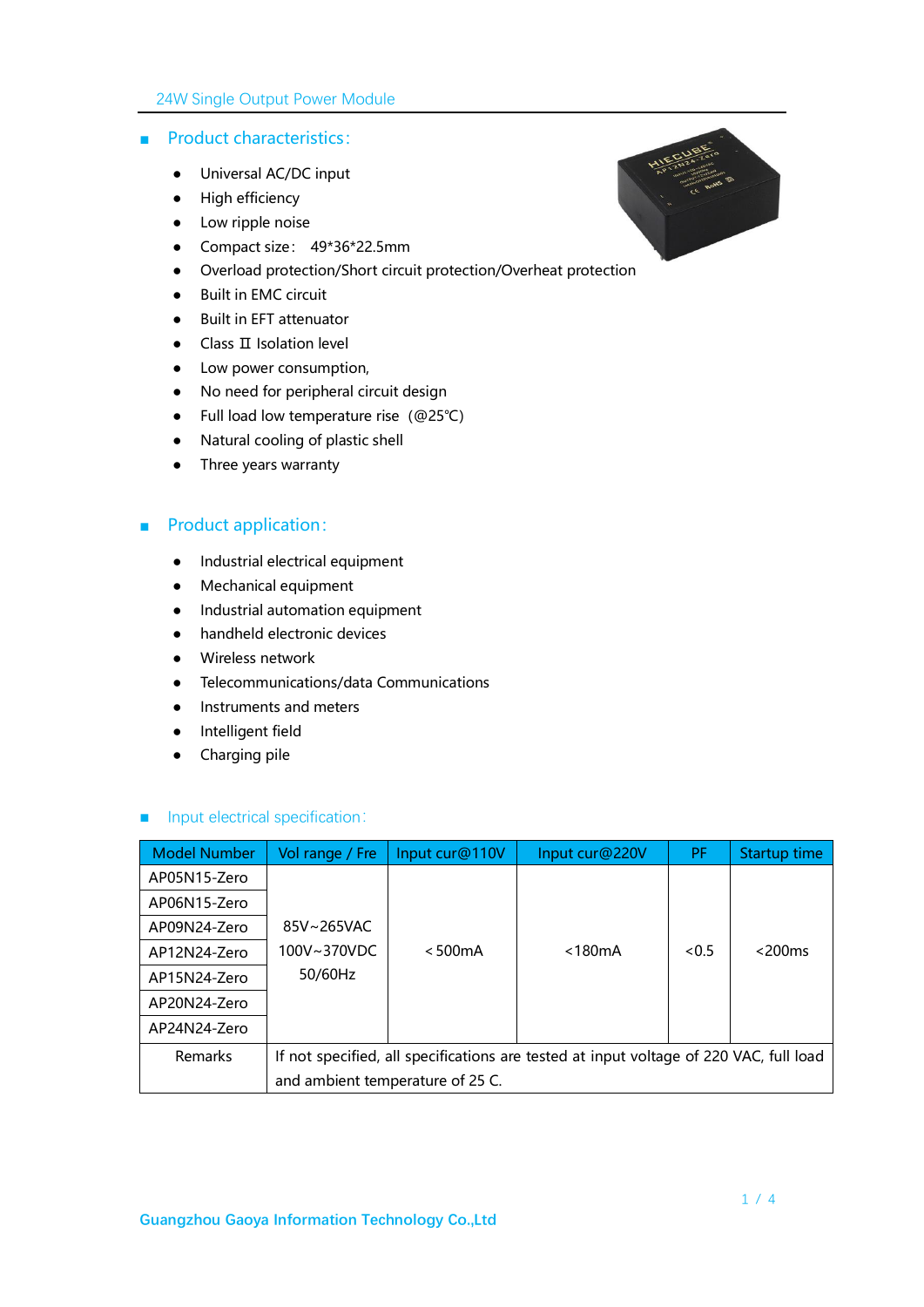24W Single Output Power Module

## Product characteristics:

- Universal AC/DC input
- High efficiency
- Low ripple noise
- Compact size： 49*36*22.5mm
- Overload protection/Short circuit protection/Overheat protection
- Built in EMC circuit
- Built in EFT attenuator
- Class Ⅱ Isolation level
- Low power consumption,
- No need for peripheral circuit design
- Full load low temperature rise （@25℃)
- Natural cooling of plastic shell
- Three years warranty

## Product application:

- Industrial electrical equipment
- Mechanical equipment
- Industrial automation equipment
- handheld electronic devices
- Wireless network
- Telecommunications/data Communications
- Instruments and meters
- Intelligent field
- Charging pile

## Input electrical specification:

| Model Number | Vol range / Fre | Input cur@110V | Input cur@220V | PF | Startup time |
|---|---|---|---|---|---|
| AP05N15-Zero | 85V~265VAC 100V~370VDC 50/60Hz | < 500mA | <180mA | <0.5 | <200ms |
| AP06N15-Zero | | | | | |
| AP09N24-Zero | | | | | |
| AP12N24-Zero | | | | | |
| AP15N24-Zero | | | | | |
| AP20N24-Zero | | | | | |
| AP24N24-Zero | | | | | |
| Remarks | If not specified, all specifications are tested at input voltage of 220 VAC, full load and ambient temperature of 25 C. | | | | |

Guangzhou Gaoya Information Technology Co.,Ltd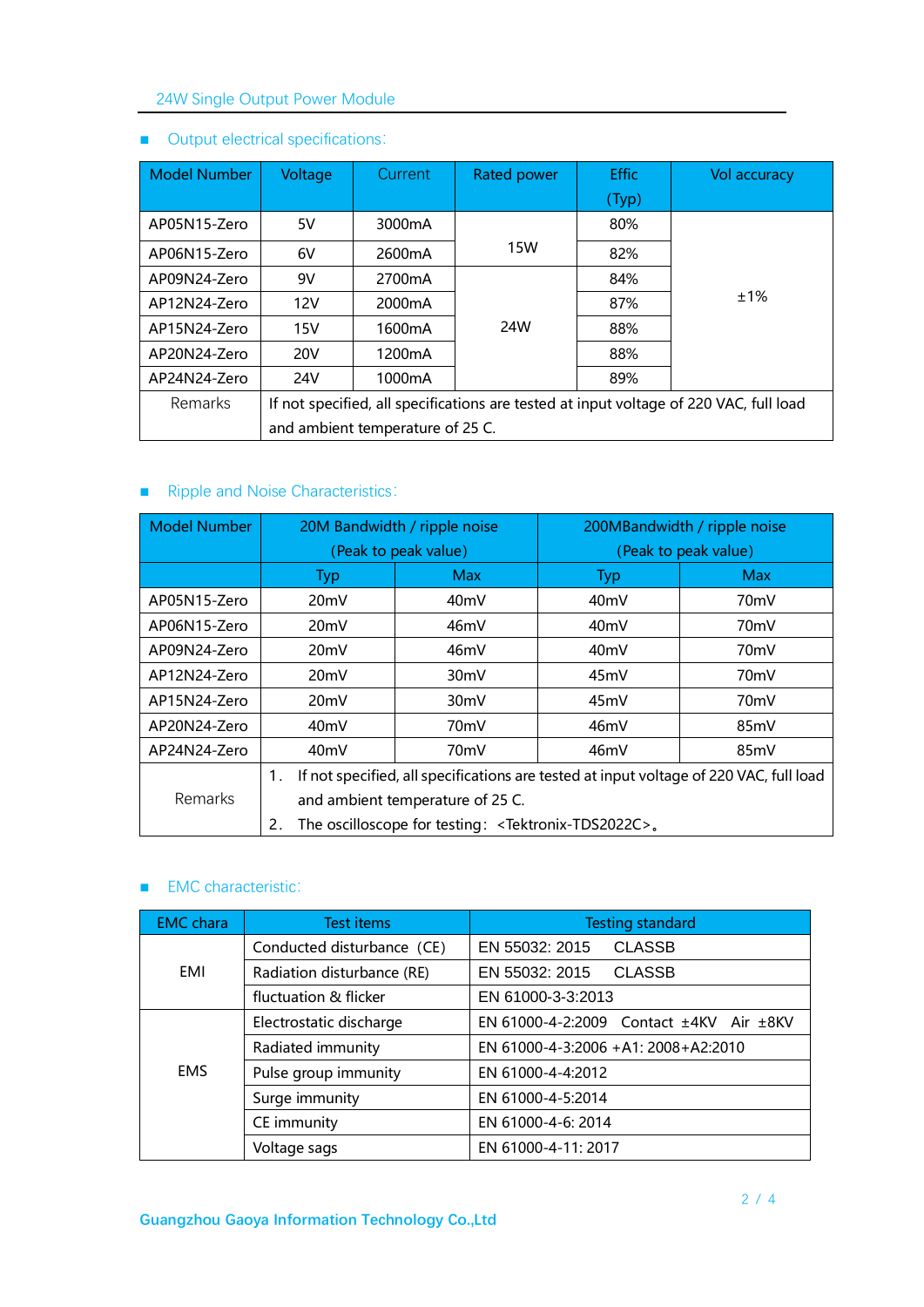## Output electrical specifications:

| Model Number | Voltage | Current | Rated power | Effic (Typ) | Vol accuracy |
|---|---|---|---|---|---|
| AP05N15-Zero | 5V | 3000mA | 15W | 80% | ±1% |
| AP06N15-Zero | 6V | 2600mA | | 82% | |
| AP09N24-Zero | 9V | 2700mA | 24W | 84% | |
| AP12N24-Zero | 12V | 2000mA | | 87% | |
| AP15N24-Zero | 15V | 1600mA | | 88% | |
| AP20N24-Zero | 20V | 1200mA | | 88% | |
| AP24N24-Zero | 24V | 1000mA | | 89% | |
| Remarks | If not specified, all specifications are tested at input voltage of 220 VAC, full load and ambient temperature of 25 C. | | | | |

## Ripple and Noise Characteristics:

| Model Number | 20M Bandwidth / ripple noise (Peak to peak value) | | 200MBandwidth / ripple noise (Peak to peak value) | |
|---|---|---|---|---|
| | Typ | Max | Typ | Max |
| AP05N15-Zero | 20mV | 40mV | 40mV | 70mV |
| AP06N15-Zero | 20mV | 46mV | 40mV | 70mV |
| AP09N24-Zero | 20mV | 46mV | 40mV | 70mV |
| AP12N24-Zero | 20mV | 30mV | 45mV | 70mV |
| AP15N24-Zero | 20mV | 30mV | 45mV | 70mV |
| AP20N24-Zero | 40mV | 70mV | 46mV | 85mV |
| AP24N24-Zero | 40mV | 70mV | 46mV | 85mV |
| Remarks | 1. If not specified, all specifications are tested at input voltage of 220 VAC, full load and ambient temperature of 25 C. 2. The oscilloscope for testing: <Tektronix-TDS2022C>。 | | | |

## EMC characteristic:

| EMC chara | Test items | Testing standard |
|---|---|---|
| EMI | Conducted disturbance (CE) | EN 55032: 2015 CLASSB |
| | Radiation disturbance (RE) | EN 55032: 2015 CLASSB |
| | fluctuation & flicker | EN 61000-3-3:2013 |
| EMS | Electrostatic discharge | EN 61000-4-2:2009 Contact ±4KV Air ±8KV |
| | Radiated immunity | EN 61000-4-3:2006 +A1: 2008+A2:2010 |
| | Pulse group immunity | EN 61000-4-4:2012 |
| | Surge immunity | EN 61000-4-5:2014 |
| | CE immunity | EN 61000-4-6: 2014 |
| | Voltage sags | EN 61000-4-11: 2017 |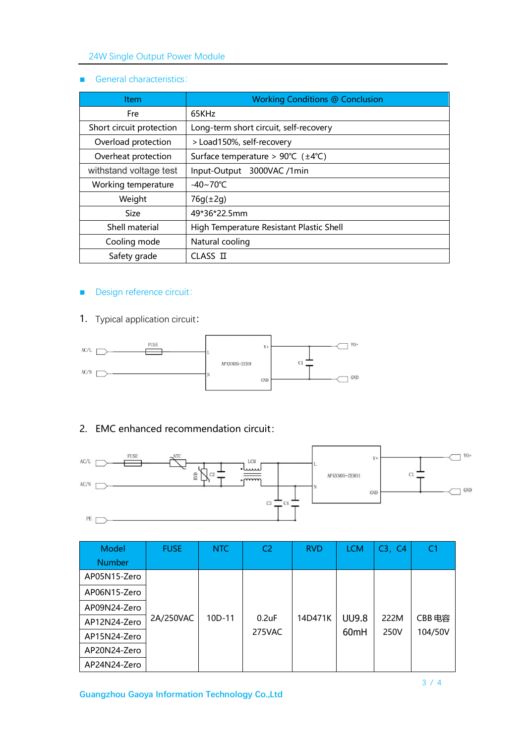## General characteristics:

| Item | Working Conditions @ Conclusion |
|---|---|
| Fre | 65KHz |
| Short circuit protection | Long-term short circuit, self-recovery |
| Overload protection | ＞Load150%, self-recovery |
| Overheat protection | Surface temperature ＞ 90℃（±4℃） |
| withstand voltage test | Input-Output 3000VAC /1min |
| Working temperature | -40~70℃ |
| Weight | 76g(±2g) |
| Size | 49*36*22.5mm |
| Shell material | High Temperature Resistant Plastic Shell |
| Cooling mode | Natural cooling |
| Safety grade | CLASS Ⅱ |

## Design reference circuit:

1. Typical application circuit:

2. EMC enhanced recommendation circuit:

| Model Number | FUSE | NTC | C2 | RVD | LCM | C3，C4 | C1 |
|---|---|---|---|---|---|---|---|
| AP05N15-Zero | 2A/250VAC | 10D-11 | 0.2uF 275VAC | 14D471K | UU9.8 60mH | 222M 250V | CBB 电容 104/50V |
| AP06N15-Zero | | | | | | | |
| AP09N24-Zero | | | | | | | |
| AP12N24-Zero | | | | | | | |
| AP15N24-Zero | | | | | | | |
| AP20N24-Zero | | | | | | | |
| AP24N24-Zero | | | | | | | |

Guangzhou Gaoya Information Technology Co.,Ltd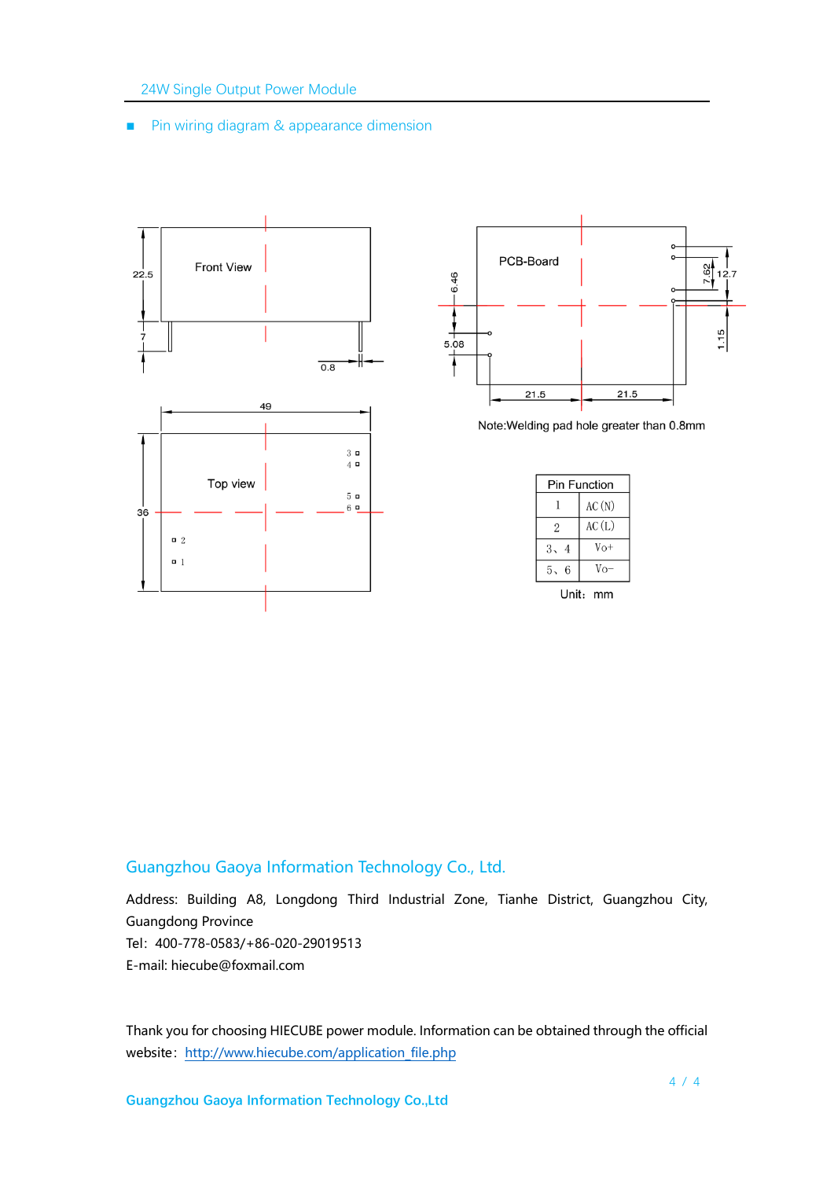- Pin wiring diagram & appearance dimension

Front View

22.5

7

0.8

49

Top view

36

PCB-Board

6.46

5.08

21.5

21.5

7.62

12.7

1.15

Note:Welding pad hole greater than 0.8mm

| Pin | Function |
|---|---|
| 1 | AC (N) |
| 2 | AC (L) |
| 3、4 | Vo+ |
| 5、6 | Vo- |

Unit：mm

## Guangzhou Gaoya Information Technology Co., Ltd.

Address: Building A8, Longdong Third Industrial Zone, Tianhe District, Guangzhou City, Guangdong Province

Tel：400-778-0583/+86-020-29019513

E-mail: hiecube@foxmail.com

Thank you for choosing HIECUBE power module. Information can be obtained through the official website：http://www.hiecube.com/application_file.php

**Guangzhou Gaoya Information Technology Co.,Ltd**